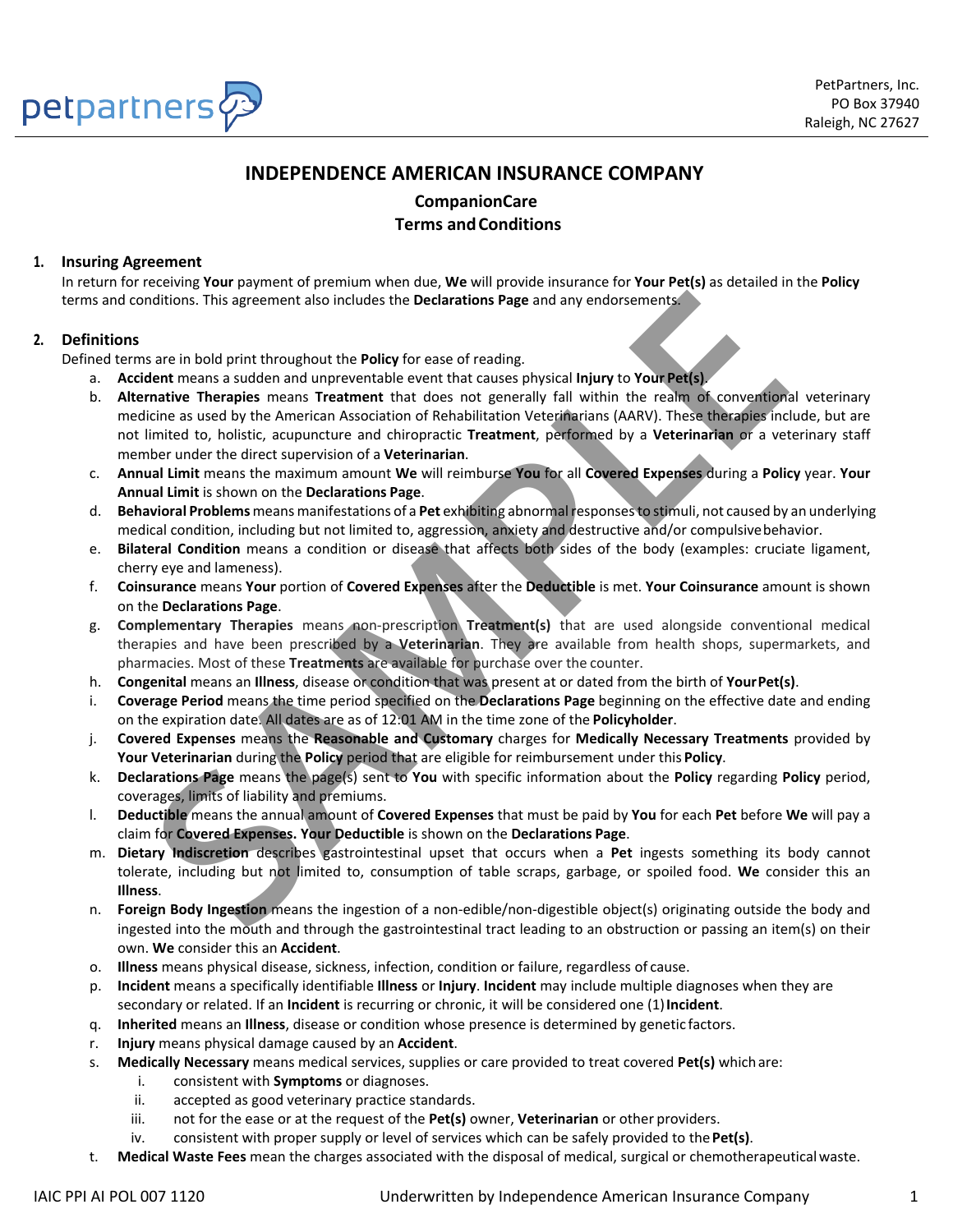petpartners

PetPartners, Inc.
PO Box 37940
Raleigh, NC 27627

# INDEPENDENCE AMERICAN INSURANCE COMPANY

## CompanionCare
## Terms and Conditions

### 1. Insuring Agreement

In return for receiving **Your** payment of premium when due, **We** will provide insurance for **Your Pet(s)** as detailed in the **Policy** terms and conditions. This agreement also includes the **Declarations Page** and any endorsements.

### 2. Definitions

Defined terms are in bold print throughout the **Policy** for ease of reading.

a. **Accident** means a sudden and unpreventable event that causes physical **Injury** to **Your Pet(s)**.

b. **Alternative Therapies** means **Treatment** that does not generally fall within the realm of conventional veterinary medicine as used by the American Association of Rehabilitation Veterinarians (AARV). These therapies include, but are not limited to, holistic, acupuncture and chiropractic **Treatment**, performed by a **Veterinarian** or a veterinary staff member under the direct supervision of a **Veterinarian**.

c. **Annual Limit** means the maximum amount **We** will reimburse **You** for all **Covered Expenses** during a **Policy** year. **Your Annual Limit** is shown on the **Declarations Page**.

d. **Behavioral Problems** means manifestations of a **Pet** exhibiting abnormal responses to stimuli, not caused by an underlying medical condition, including but not limited to, aggression, anxiety and destructive and/or compulsive behavior.

e. **Bilateral Condition** means a condition or disease that affects both sides of the body (examples: cruciate ligament, cherry eye and lameness).

f. **Coinsurance** means **Your** portion of **Covered Expenses** after the **Deductible** is met. **Your Coinsurance** amount is shown on the **Declarations Page**.

g. **Complementary Therapies** means non-prescription **Treatment(s)** that are used alongside conventional medical therapies and have been prescribed by a **Veterinarian**. They are available from health shops, supermarkets, and pharmacies. Most of these **Treatments** are available for purchase over the counter.

h. **Congenital** means an **Illness**, disease or condition that was present at or dated from the birth of **Your Pet(s)**.

i. **Coverage Period** means the time period specified on the **Declarations Page** beginning on the effective date and ending on the expiration date. All dates are as of 12:01 AM in the time zone of the **Policyholder**.

j. **Covered Expenses** means the **Reasonable and Customary** charges for **Medically Necessary Treatments** provided by **Your Veterinarian** during the **Policy** period that are eligible for reimbursement under this **Policy**.

k. **Declarations Page** means the page(s) sent to **You** with specific information about the **Policy** regarding **Policy** period, coverages, limits of liability and premiums.

l. **Deductible** means the annual amount of **Covered Expenses** that must be paid by **You** for each **Pet** before **We** will pay a claim for **Covered Expenses. Your Deductible** is shown on the **Declarations Page**.

m. **Dietary Indiscretion** describes gastrointestinal upset that occurs when a **Pet** ingests something its body cannot tolerate, including but not limited to, consumption of table scraps, garbage, or spoiled food. **We** consider this an **Illness**.

n. **Foreign Body Ingestion** means the ingestion of a non-edible/non-digestible object(s) originating outside the body and ingested into the mouth and through the gastrointestinal tract leading to an obstruction or passing an item(s) on their own. **We** consider this an **Accident**.

o. **Illness** means physical disease, sickness, infection, condition or failure, regardless of cause.

p. **Incident** means a specifically identifiable **Illness** or **Injury**. **Incident** may include multiple diagnoses when they are secondary or related. If an **Incident** is recurring or chronic, it will be considered one (1) **Incident**.

q. **Inherited** means an **Illness**, disease or condition whose presence is determined by genetic factors.

r. **Injury** means physical damage caused by an **Accident**.

s. **Medically Necessary** means medical services, supplies or care provided to treat covered **Pet(s)** which are:
   i. consistent with **Symptoms** or diagnoses.
   ii. accepted as good veterinary practice standards.
   iii. not for the ease or at the request of the **Pet(s)** owner, **Veterinarian** or other providers.
   iv. consistent with proper supply or level of services which can be safely provided to the **Pet(s)**.

t. **Medical Waste Fees** mean the charges associated with the disposal of medical, surgical or chemotherapeutical waste.

IAIC PPI AI POL 007 1120 — Underwritten by Independence American Insurance Company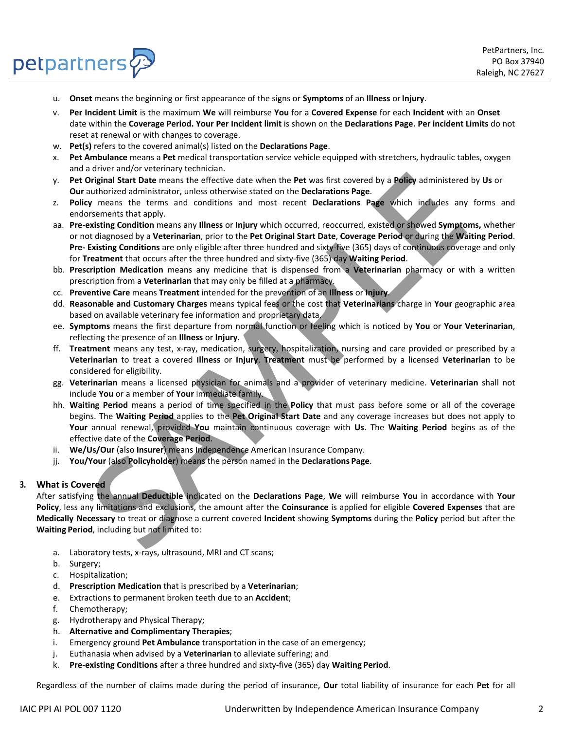u. **Onset** means the beginning or first appearance of the signs or **Symptoms** of an **Illness** or **Injury**.

v. **Per Incident Limit** is the maximum **We** will reimburse **You** for a **Covered Expense** for each **Incident** with an **Onset** date within the **Coverage Period. Your Per Incident limit** is shown on the **Declarations Page. Per incident Limits** do not reset at renewal or with changes to coverage.

w. **Pet(s)** refers to the covered animal(s) listed on the **Declarations Page**.

x. **Pet Ambulance** means a **Pet** medical transportation service vehicle equipped with stretchers, hydraulic tables, oxygen and a driver and/or veterinary technician.

y. **Pet Original Start Date** means the effective date when the **Pet** was first covered by a **Policy** administered by **Us** or **Our** authorized administrator, unless otherwise stated on the **Declarations Page**.

z. **Policy** means the terms and conditions and most recent **Declarations Page** which includes any forms and endorsements that apply.

aa. **Pre-existing Condition** means any **Illness** or **Injury** which occurred, reoccurred, existed or showed **Symptoms,** whether or not diagnosed by a **Veterinarian**, prior to the **Pet Original Start Date**, **Coverage Period** or during the **Waiting Period**. **Pre- Existing Conditions** are only eligible after three hundred and sixty-five (365) days of continuous coverage and only for **Treatment** that occurs after the three hundred and sixty-five (365) day **Waiting Period**.

bb. **Prescription Medication** means any medicine that is dispensed from a **Veterinarian** pharmacy or with a written prescription from a **Veterinarian** that may only be filled at a pharmacy.

cc. **Preventive Care** means **Treatment** intended for the prevention of an **Illness** or **Injury**.

dd. **Reasonable and Customary Charges** means typical fees or the cost that **Veterinarians** charge in **Your** geographic area based on available veterinary fee information and proprietary data.

ee. **Symptoms** means the first departure from normal function or feeling which is noticed by **You** or **Your Veterinarian**, reflecting the presence of an **Illness** or **Injury**.

ff. **Treatment** means any test, x-ray, medication, surgery, hospitalization, nursing and care provided or prescribed by a **Veterinarian** to treat a covered **Illness** or **Injury**. **Treatment** must be performed by a licensed **Veterinarian** to be considered for eligibility.

gg. **Veterinarian** means a licensed physician for animals and a provider of veterinary medicine. **Veterinarian** shall not include **You** or a member of **Your** immediate family.

hh. **Waiting Period** means a period of time specified in the **Policy** that must pass before some or all of the coverage begins. The **Waiting Period** applies to the **Pet Original Start Date** and any coverage increases but does not apply to **Your** annual renewal, provided **You** maintain continuous coverage with **Us**. The **Waiting Period** begins as of the effective date of the **Coverage Period**.

ii. **We/Us/Our** (also **Insurer**) means Independence American Insurance Company.

jj. **You/Your** (also **Policyholder)** means the person named in the **Declarations Page**.

## 3. What is Covered

After satisfying the annual **Deductible** indicated on the **Declarations Page**, **We** will reimburse **You** in accordance with **Your Policy**, less any limitations and exclusions, the amount after the **Coinsurance** is applied for eligible **Covered Expenses** that are **Medically Necessary** to treat or diagnose a current covered **Incident** showing **Symptoms** during the **Policy** period but after the **Waiting Period**, including but not limited to:

a. Laboratory tests, x-rays, ultrasound, MRI and CT scans;
b. Surgery;
c. Hospitalization;
d. **Prescription Medication** that is prescribed by a **Veterinarian**;
e. Extractions to permanent broken teeth due to an **Accident**;
f. Chemotherapy;
g. Hydrotherapy and Physical Therapy;
h. **Alternative and Complimentary Therapies**;
i. Emergency ground **Pet Ambulance** transportation in the case of an emergency;
j. Euthanasia when advised by a **Veterinarian** to alleviate suffering; and
k. **Pre-existing Conditions** after a three hundred and sixty-five (365) day **Waiting Period**.

Regardless of the number of claims made during the period of insurance, **Our** total liability of insurance for each **Pet** for all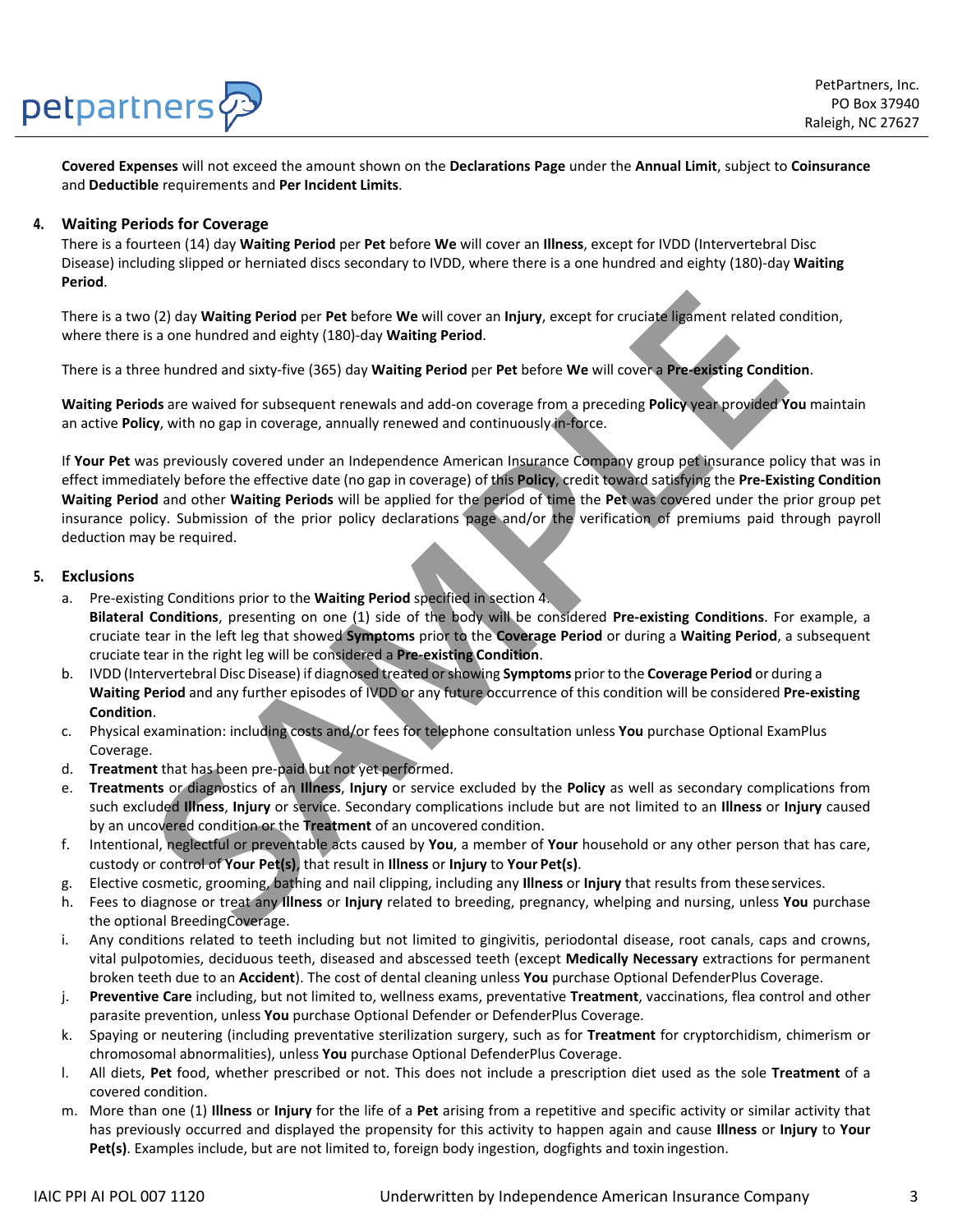**Covered Expenses** will not exceed the amount shown on the **Declarations Page** under the **Annual Limit**, subject to **Coinsurance** and **Deductible** requirements and **Per Incident Limits**.

## 4. Waiting Periods for Coverage

There is a fourteen (14) day **Waiting Period** per **Pet** before **We** will cover an **Illness**, except for IVDD (Intervertebral Disc Disease) including slipped or herniated discs secondary to IVDD, where there is a one hundred and eighty (180)-day **Waiting Period**.

There is a two (2) day **Waiting Period** per **Pet** before **We** will cover an **Injury**, except for cruciate ligament related condition, where there is a one hundred and eighty (180)-day **Waiting Period**.

There is a three hundred and sixty-five (365) day **Waiting Period** per **Pet** before **We** will cover a **Pre-existing Condition**.

**Waiting Periods** are waived for subsequent renewals and add-on coverage from a preceding **Policy** year provided **You** maintain an active **Policy**, with no gap in coverage, annually renewed and continuously in-force.

If **Your Pet** was previously covered under an Independence American Insurance Company group pet insurance policy that was in effect immediately before the effective date (no gap in coverage) of this **Policy**, credit toward satisfying the **Pre-Existing Condition Waiting Period** and other **Waiting Periods** will be applied for the period of time the **Pet** was covered under the prior group pet insurance policy. Submission of the prior policy declarations page and/or the verification of premiums paid through payroll deduction may be required.

## 5. Exclusions

a. Pre-existing Conditions prior to the **Waiting Period** specified in section 4.
**Bilateral Conditions**, presenting on one (1) side of the body will be considered **Pre-existing Conditions**. For example, a cruciate tear in the left leg that showed **Symptoms** prior to the **Coverage Period** or during a **Waiting Period**, a subsequent cruciate tear in the right leg will be considered a **Pre-existing Condition**.

b. IVDD (Intervertebral Disc Disease) if diagnosed treated or showing **Symptoms** prior to the **Coverage Period** or during a **Waiting Period** and any further episodes of IVDD or any future occurrence of this condition will be considered **Pre-existing Condition**.

c. Physical examination: including costs and/or fees for telephone consultation unless **You** purchase Optional ExamPlus Coverage.

d. **Treatment** that has been pre-paid but not yet performed.

e. **Treatments** or diagnostics of an **Illness**, **Injury** or service excluded by the **Policy** as well as secondary complications from such excluded **Illness**, **Injury** or service. Secondary complications include but are not limited to an **Illness** or **Injury** caused by an uncovered condition or the **Treatment** of an uncovered condition.

f. Intentional, neglectful or preventable acts caused by **You**, a member of **Your** household or any other person that has care, custody or control of **Your Pet(s)**, that result in **Illness** or **Injury** to **Your Pet(s)**.

g. Elective cosmetic, grooming, bathing and nail clipping, including any **Illness** or **Injury** that results from these services.

h. Fees to diagnose or treat any **Illness** or **Injury** related to breeding, pregnancy, whelping and nursing, unless **You** purchase the optional BreedingCoverage.

i. Any conditions related to teeth including but not limited to gingivitis, periodontal disease, root canals, caps and crowns, vital pulpotomies, deciduous teeth, diseased and abscessed teeth (except **Medically Necessary** extractions for permanent broken teeth due to an **Accident**). The cost of dental cleaning unless **You** purchase Optional DefenderPlus Coverage.

j. **Preventive Care** including, but not limited to, wellness exams, preventative **Treatment**, vaccinations, flea control and other parasite prevention, unless **You** purchase Optional Defender or DefenderPlus Coverage.

k. Spaying or neutering (including preventative sterilization surgery, such as for **Treatment** for cryptorchidism, chimerism or chromosomal abnormalities), unless **You** purchase Optional DefenderPlus Coverage.

l. All diets, **Pet** food, whether prescribed or not. This does not include a prescription diet used as the sole **Treatment** of a covered condition.

m. More than one (1) **Illness** or **Injury** for the life of a **Pet** arising from a repetitive and specific activity or similar activity that has previously occurred and displayed the propensity for this activity to happen again and cause **Illness** or **Injury** to **Your Pet(s)**. Examples include, but are not limited to, foreign body ingestion, dogfights and toxin ingestion.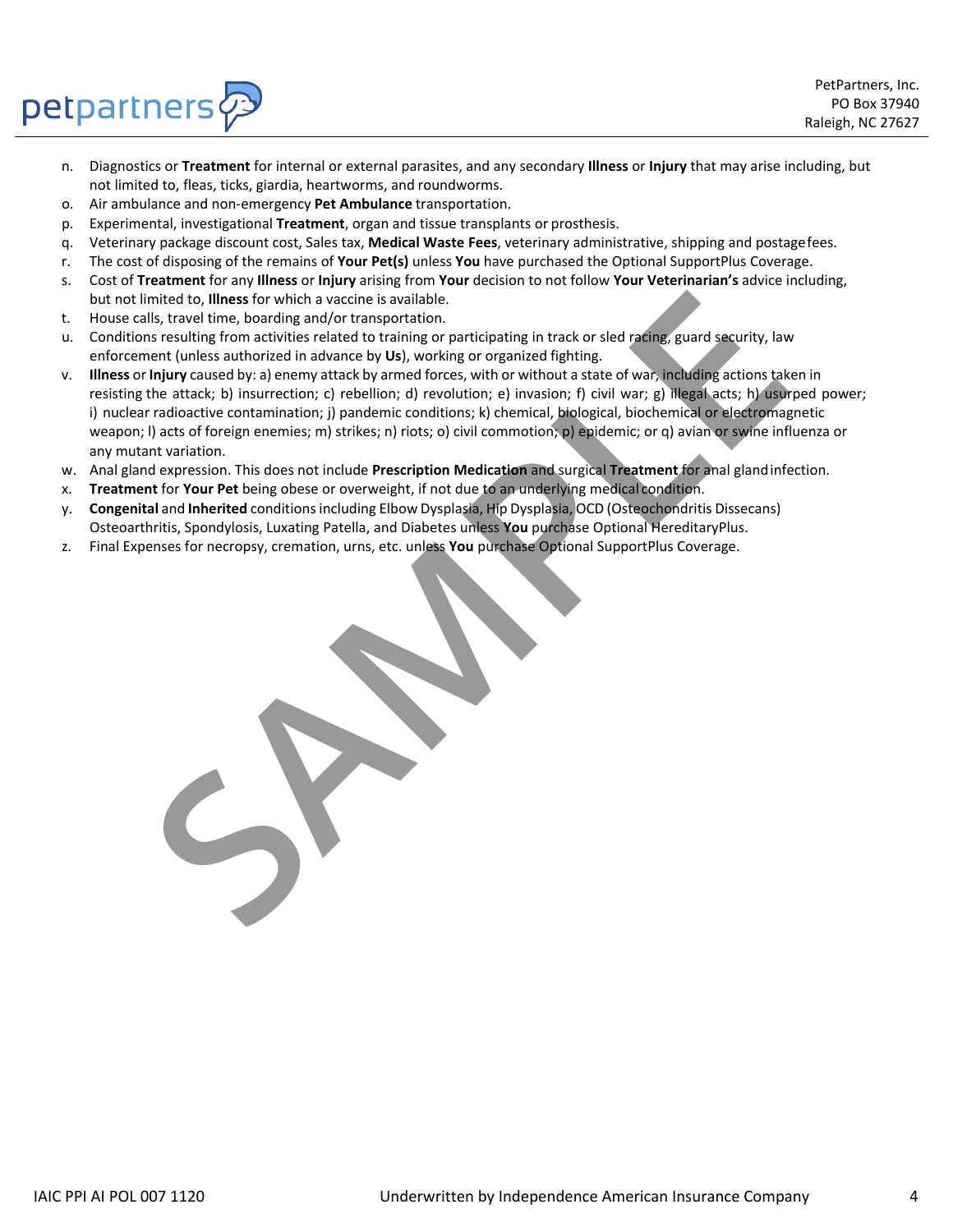n. Diagnostics or **Treatment** for internal or external parasites, and any secondary **Illness** or **Injury** that may arise including, but not limited to, fleas, ticks, giardia, heartworms, and roundworms.
o. Air ambulance and non-emergency **Pet Ambulance** transportation.
p. Experimental, investigational **Treatment**, organ and tissue transplants or prosthesis.
q. Veterinary package discount cost, Sales tax, **Medical Waste Fees**, veterinary administrative, shipping and postage fees.
r. The cost of disposing of the remains of **Your Pet(s)** unless **You** have purchased the Optional SupportPlus Coverage.
s. Cost of **Treatment** for any **Illness** or **Injury** arising from **Your** decision to not follow **Your Veterinarian's** advice including, but not limited to, **Illness** for which a vaccine is available.
t. House calls, travel time, boarding and/or transportation.
u. Conditions resulting from activities related to training or participating in track or sled racing, guard security, law enforcement (unless authorized in advance by **Us**), working or organized fighting.
v. **Illness** or **Injury** caused by: a) enemy attack by armed forces, with or without a state of war, including actions taken in resisting the attack; b) insurrection; c) rebellion; d) revolution; e) invasion; f) civil war; g) illegal acts; h) usurped power; i) nuclear radioactive contamination; j) pandemic conditions; k) chemical, biological, biochemical or electromagnetic weapon; l) acts of foreign enemies; m) strikes; n) riots; o) civil commotion; p) epidemic; or q) avian or swine influenza or any mutant variation.
w. Anal gland expression. This does not include **Prescription Medication** and surgical **Treatment** for anal gland infection.
x. **Treatment** for **Your Pet** being obese or overweight, if not due to an underlying medical condition.
y. **Congenital** and **Inherited** conditions including Elbow Dysplasia, Hip Dysplasia, OCD (Osteochondritis Dissecans) Osteoarthritis, Spondylosis, Luxating Patella, and Diabetes unless **You** purchase Optional HereditaryPlus.
z. Final Expenses for necropsy, cremation, urns, etc. unless **You** purchase Optional SupportPlus Coverage.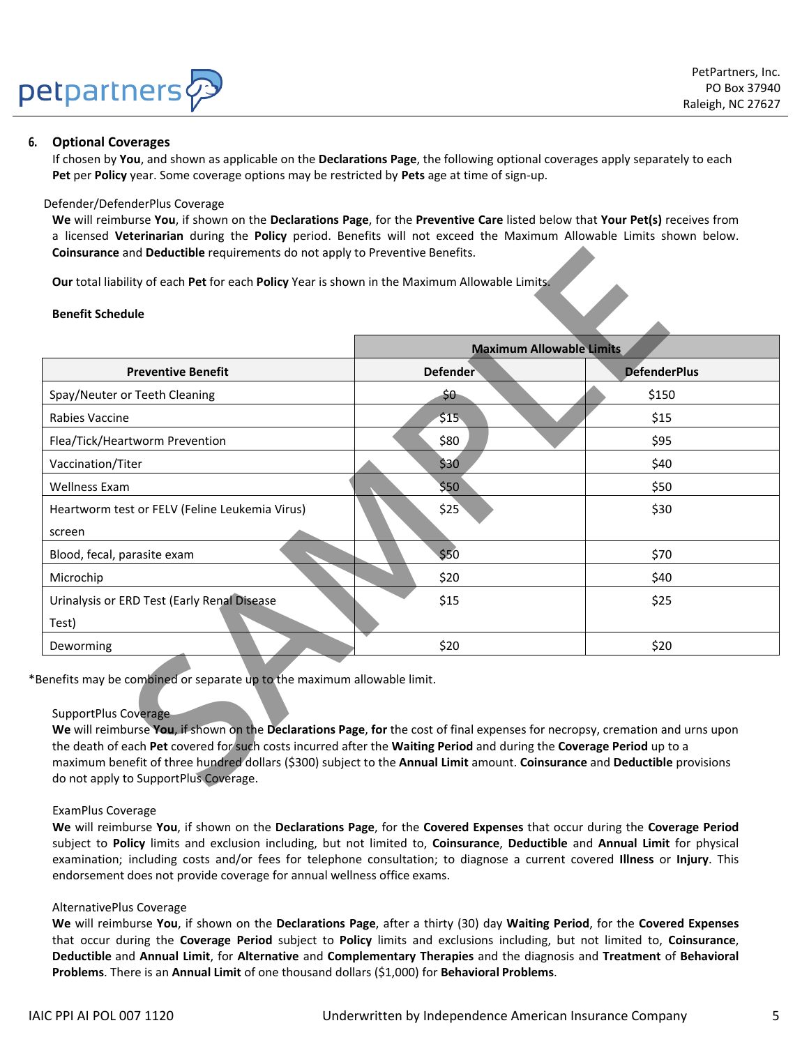## 6. Optional Coverages

If chosen by **You**, and shown as applicable on the **Declarations Page**, the following optional coverages apply separately to each **Pet** per **Policy** year. Some coverage options may be restricted by **Pets** age at time of sign-up.

Defender/DefenderPlus Coverage

**We** will reimburse **You**, if shown on the **Declarations Page**, for the **Preventive Care** listed below that **Your Pet(s)** receives from a licensed **Veterinarian** during the **Policy** period. Benefits will not exceed the Maximum Allowable Limits shown below. **Coinsurance** and **Deductible** requirements do not apply to Preventive Benefits.

**Our** total liability of each **Pet** for each **Policy** Year is shown in the Maximum Allowable Limits.

**Benefit Schedule**

| | Maximum Allowable Limits | |
|---|---|---|
| **Preventive Benefit** | **Defender** | **DefenderPlus** |
| Spay/Neuter or Teeth Cleaning | $0 | $150 |
| Rabies Vaccine | $15 | $15 |
| Flea/Tick/Heartworm Prevention | $80 | $95 |
| Vaccination/Titer | $30 | $40 |
| Wellness Exam | $50 | $50 |
| Heartworm test or FELV (Feline Leukemia Virus) screen | $25 | $30 |
| Blood, fecal, parasite exam | $50 | $70 |
| Microchip | $20 | $40 |
| Urinalysis or ERD Test (Early Renal Disease Test) | $15 | $25 |
| Deworming | $20 | $20 |

*Benefits may be combined or separate up to the maximum allowable limit.

SupportPlus Coverage

**We** will reimburse **You**, if shown on the **Declarations Page**, **for** the cost of final expenses for necropsy, cremation and urns upon the death of each **Pet** covered for such costs incurred after the **Waiting Period** and during the **Coverage Period** up to a maximum benefit of three hundred dollars ($300) subject to the **Annual Limit** amount. **Coinsurance** and **Deductible** provisions do not apply to SupportPlus Coverage.

ExamPlus Coverage

**We** will reimburse **You**, if shown on the **Declarations Page**, for the **Covered Expenses** that occur during the **Coverage Period** subject to **Policy** limits and exclusion including, but not limited to, **Coinsurance**, **Deductible** and **Annual Limit** for physical examination; including costs and/or fees for telephone consultation; to diagnose a current covered **Illness** or **Injury**. This endorsement does not provide coverage for annual wellness office exams.

AlternativePlus Coverage

**We** will reimburse **You**, if shown on the **Declarations Page**, after a thirty (30) day **Waiting Period**, for the **Covered Expenses** that occur during the **Coverage Period** subject to **Policy** limits and exclusions including, but not limited to, **Coinsurance**, **Deductible** and **Annual Limit**, for **Alternative** and **Complementary Therapies** and the diagnosis and **Treatment** of **Behavioral Problems**. There is an **Annual Limit** of one thousand dollars ($1,000) for **Behavioral Problems**.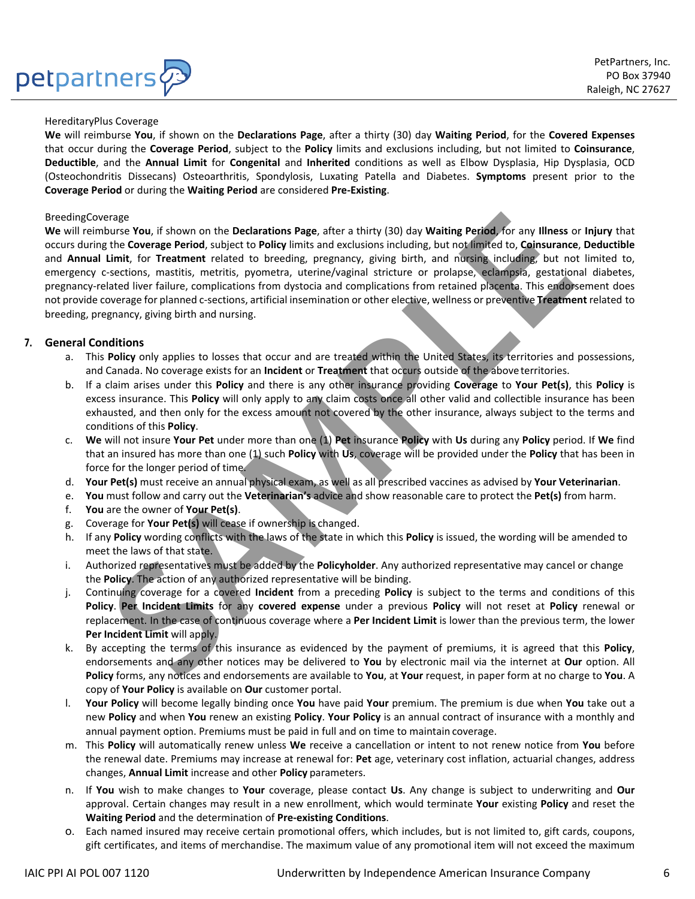HereditaryPlus Coverage

**We** will reimburse **You**, if shown on the **Declarations Page**, after a thirty (30) day **Waiting Period**, for the **Covered Expenses** that occur during the **Coverage Period**, subject to the **Policy** limits and exclusions including, but not limited to **Coinsurance**, **Deductible**, and the **Annual Limit** for **Congenital** and **Inherited** conditions as well as Elbow Dysplasia, Hip Dysplasia, OCD (Osteochondritis Dissecans) Osteoarthritis, Spondylosis, Luxating Patella and Diabetes. **Symptoms** present prior to the **Coverage Period** or during the **Waiting Period** are considered **Pre-Existing**.

BreedingCoverage

**We** will reimburse **You**, if shown on the **Declarations Page**, after a thirty (30) day **Waiting Period**, for any **Illness** or **Injury** that occurs during the **Coverage Period**, subject to **Policy** limits and exclusions including, but not limited to, **Coinsurance**, **Deductible** and **Annual Limit**, for **Treatment** related to breeding, pregnancy, giving birth, and nursing including, but not limited to, emergency c-sections, mastitis, metritis, pyometra, uterine/vaginal stricture or prolapse, eclampsia, gestational diabetes, pregnancy-related liver failure, complications from dystocia and complications from retained placenta. This endorsement does not provide coverage for planned c-sections, artificial insemination or other elective, wellness or preventive **Treatment** related to breeding, pregnancy, giving birth and nursing.

## 7. General Conditions

a. This **Policy** only applies to losses that occur and are treated within the United States, its territories and possessions, and Canada. No coverage exists for an **Incident** or **Treatment** that occurs outside of the above territories.

b. If a claim arises under this **Policy** and there is any other insurance providing **Coverage** to **Your Pet(s)**, this **Policy** is excess insurance. This **Policy** will only apply to any claim costs once all other valid and collectible insurance has been exhausted, and then only for the excess amount not covered by the other insurance, always subject to the terms and conditions of this **Policy**.

c. **We** will not insure **Your Pet** under more than one (1) **Pet** insurance **Policy** with **Us** during any **Policy** period. If **We** find that an insured has more than one (1) such **Policy** with **Us**, coverage will be provided under the **Policy** that has been in force for the longer period of time.

d. **Your Pet(s)** must receive an annual physical exam, as well as all prescribed vaccines as advised by **Your Veterinarian**.

e. **You** must follow and carry out the **Veterinarian's** advice and show reasonable care to protect the **Pet(s)** from harm.

f. **You** are the owner of **Your Pet(s)**.

g. Coverage for **Your Pet(s)** will cease if ownership is changed.

h. If any **Policy** wording conflicts with the laws of the state in which this **Policy** is issued, the wording will be amended to meet the laws of that state.

i. Authorized representatives must be added by the **Policyholder**. Any authorized representative may cancel or change the **Policy**. The action of any authorized representative will be binding.

j. Continuing coverage for a covered **Incident** from a preceding **Policy** is subject to the terms and conditions of this **Policy**. **Per Incident Limits** for any **covered expense** under a previous **Policy** will not reset at **Policy** renewal or replacement. In the case of continuous coverage where a **Per Incident Limit** is lower than the previous term, the lower **Per Incident Limit** will apply.

k. By accepting the terms of this insurance as evidenced by the payment of premiums, it is agreed that this **Policy**, endorsements and any other notices may be delivered to **You** by electronic mail via the internet at **Our** option. All **Policy** forms, any notices and endorsements are available to **You**, at **Your** request, in paper form at no charge to **You**. A copy of **Your Policy** is available on **Our** customer portal.

l. **Your Policy** will become legally binding once **You** have paid **Your** premium. The premium is due when **You** take out a new **Policy** and when **You** renew an existing **Policy**. **Your Policy** is an annual contract of insurance with a monthly and annual payment option. Premiums must be paid in full and on time to maintain coverage.

m. This **Policy** will automatically renew unless **We** receive a cancellation or intent to not renew notice from **You** before the renewal date. Premiums may increase at renewal for: **Pet** age, veterinary cost inflation, actuarial changes, address changes, **Annual Limit** increase and other **Policy** parameters.

n. If **You** wish to make changes to **Your** coverage, please contact **Us**. Any change is subject to underwriting and **Our** approval. Certain changes may result in a new enrollment, which would terminate **Your** existing **Policy** and reset the **Waiting Period** and the determination of **Pre-existing Conditions**.

o. Each named insured may receive certain promotional offers, which includes, but is not limited to, gift cards, coupons, gift certificates, and items of merchandise. The maximum value of any promotional item will not exceed the maximum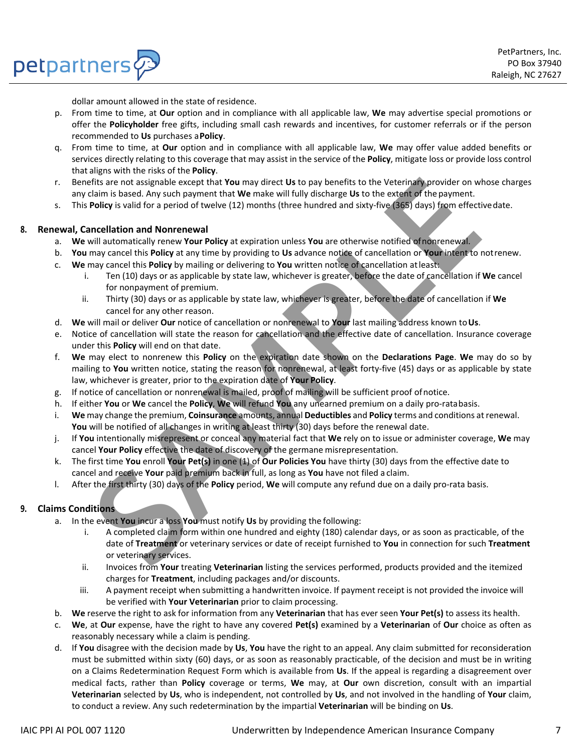dollar amount allowed in the state of residence.

p. From time to time, at **Our** option and in compliance with all applicable law, **We** may advertise special promotions or offer the **Policyholder** free gifts, including small cash rewards and incentives, for customer referrals or if the person recommended to **Us** purchases a **Policy**.

q. From time to time, at **Our** option and in compliance with all applicable law, **We** may offer value added benefits or services directly relating to this coverage that may assist in the service of the **Policy**, mitigate loss or provide loss control that aligns with the risks of the **Policy**.

r. Benefits are not assignable except that **You** may direct **Us** to pay benefits to the Veterinary provider on whose charges any claim is based. Any such payment that **We** make will fully discharge **Us** to the extent of the payment.

s. This **Policy** is valid for a period of twelve (12) months (three hundred and sixty-five (365) days) from effective date.

## 8. Renewal, Cancellation and Nonrenewal

a. **We** will automatically renew **Your Policy** at expiration unless **You** are otherwise notified of nonrenewal.

b. **You** may cancel this **Policy** at any time by providing to **Us** advance notice of cancellation or **Your** intent to not renew.

c. **We** may cancel this **Policy** by mailing or delivering to **You** written notice of cancellation at least:

   i. Ten (10) days or as applicable by state law, whichever is greater, before the date of cancellation if **We** cancel for nonpayment of premium.

   ii. Thirty (30) days or as applicable by state law, whichever is greater, before the date of cancellation if **We** cancel for any other reason.

d. **We** will mail or deliver **Our** notice of cancellation or nonrenewal to **Your** last mailing address known to **Us**.

e. Notice of cancellation will state the reason for cancellation and the effective date of cancellation. Insurance coverage under this **Policy** will end on that date.

f. **We** may elect to nonrenew this **Policy** on the expiration date shown on the **Declarations Page**. **We** may do so by mailing to **You** written notice, stating the reason for nonrenewal, at least forty-five (45) days or as applicable by state law, whichever is greater, prior to the expiration date of **Your Policy**.

g. If notice of cancellation or nonrenewal is mailed, proof of mailing will be sufficient proof of notice.

h. If either **You** or **We** cancel the **Policy**, **We** will refund **You** any unearned premium on a daily pro-rata basis.

i. **We** may change the premium, **Coinsurance** amounts, annual **Deductibles** and **Policy** terms and conditions at renewal. **You** will be notified of all changes in writing at least thirty (30) days before the renewal date.

j. If **You** intentionally misrepresent or conceal any material fact that **We** rely on to issue or administer coverage, **We** may cancel **Your Policy** effective the date of discovery of the germane misrepresentation.

k. The first time **You** enroll **Your Pet(s)** in one (1) of **Our Policies You** have thirty (30) days from the effective date to cancel and receive **Your** paid premium back in full, as long as **You** have not filed a claim.

l. After the first thirty (30) days of the **Policy** period, **We** will compute any refund due on a daily pro-rata basis.

## 9. Claims Conditions

a. In the event **You** incur a loss **You** must notify **Us** by providing the following:

   i. A completed claim form within one hundred and eighty (180) calendar days, or as soon as practicable, of the date of **Treatment** or veterinary services or date of receipt furnished to **You** in connection for such **Treatment** or veterinary services.

   ii. Invoices from **Your** treating **Veterinarian** listing the services performed, products provided and the itemized charges for **Treatment**, including packages and/or discounts.

   iii. A payment receipt when submitting a handwritten invoice. If payment receipt is not provided the invoice will be verified with **Your Veterinarian** prior to claim processing.

b. **We** reserve the right to ask for information from any **Veterinarian** that has ever seen **Your Pet(s)** to assess its health.

c. **We**, at **Our** expense, have the right to have any covered **Pet(s)** examined by a **Veterinarian** of **Our** choice as often as reasonably necessary while a claim is pending.

d. If **You** disagree with the decision made by **Us**, **You** have the right to an appeal. Any claim submitted for reconsideration must be submitted within sixty (60) days, or as soon as reasonably practicable, of the decision and must be in writing on a Claims Redetermination Request Form which is available from **Us**. If the appeal is regarding a disagreement over medical facts, rather than **Policy** coverage or terms, **We** may, at **Our** own discretion, consult with an impartial **Veterinarian** selected by **Us**, who is independent, not controlled by **Us**, and not involved in the handling of **Your** claim, to conduct a review. Any such redetermination by the impartial **Veterinarian** will be binding on **Us**.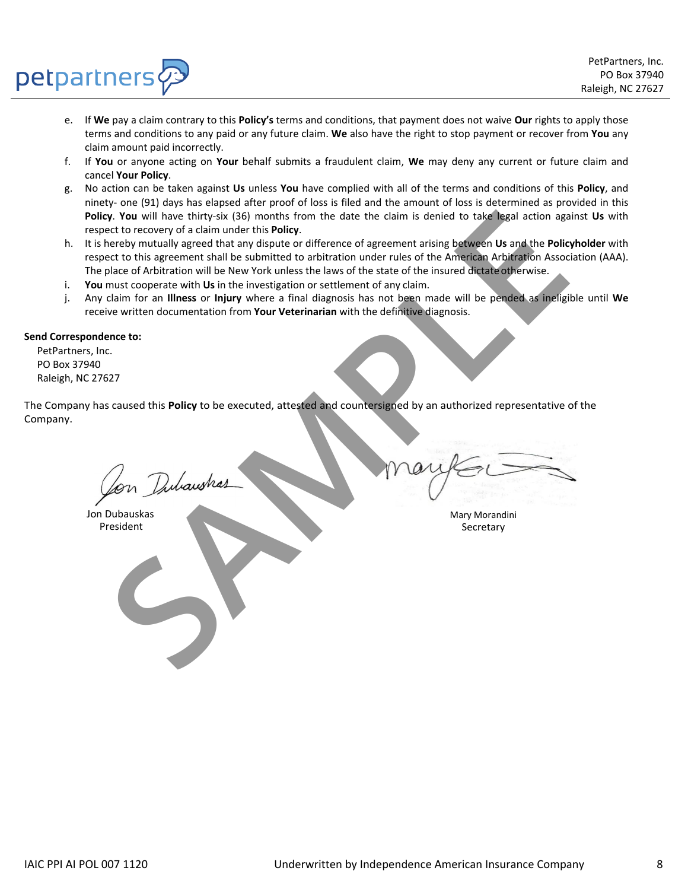e. If **We** pay a claim contrary to this **Policy's** terms and conditions, that payment does not waive **Our** rights to apply those terms and conditions to any paid or any future claim. **We** also have the right to stop payment or recover from **You** any claim amount paid incorrectly.

f. If **You** or anyone acting on **Your** behalf submits a fraudulent claim, **We** may deny any current or future claim and cancel **Your Policy**.

g. No action can be taken against **Us** unless **You** have complied with all of the terms and conditions of this **Policy**, and ninety- one (91) days has elapsed after proof of loss is filed and the amount of loss is determined as provided in this **Policy**. **You** will have thirty-six (36) months from the date the claim is denied to take legal action against **Us** with respect to recovery of a claim under this **Policy**.

h. It is hereby mutually agreed that any dispute or difference of agreement arising between **Us** and the **Policyholder** with respect to this agreement shall be submitted to arbitration under rules of the American Arbitration Association (AAA). The place of Arbitration will be New York unless the laws of the state of the insured dictate otherwise.

i. **You** must cooperate with **Us** in the investigation or settlement of any claim.

j. Any claim for an **Illness** or **Injury** where a final diagnosis has not been made will be pended as ineligible until **We** receive written documentation from **Your Veterinarian** with the definitive diagnosis.

**Send Correspondence to:**

PetPartners, Inc.
PO Box 37940
Raleigh, NC 27627

The Company has caused this **Policy** to be executed, attested and countersigned by an authorized representative of the Company.

Jon Dubauskas
President

Mary Morandini
Secretary

SAMPLE